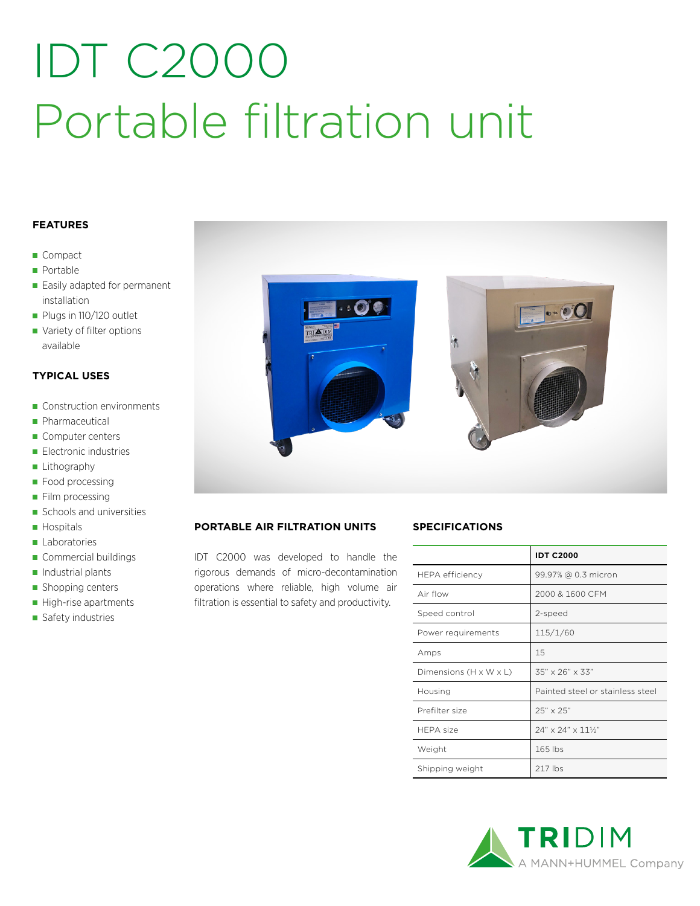# IDT C2000
# Portable filtration unit

### FEATURES

- Compact
- Portable
- Easily adapted for permanent installation
- Plugs in 110/120 outlet
- Variety of filter options available

### TYPICAL USES

- Construction environments
- Pharmaceutical
- Computer centers
- Electronic industries
- Lithography
- Food processing
- Film processing
- Schools and universities
- Hospitals
- Laboratories
- Commercial buildings
- Industrial plants
- Shopping centers
- High-rise apartments
- Safety industries

### PORTABLE AIR FILTRATION UNITS

IDT C2000 was developed to handle the rigorous demands of micro-decontamination operations where reliable, high volume air filtration is essential to safety and productivity.

### SPECIFICATIONS

| | IDT C2000 |
|---|---|
| HEPA efficiency | 99.97% @ 0.3 micron |
| Air flow | 2000 & 1600 CFM |
| Speed control | 2-speed |
| Power requirements | 115/1/60 |
| Amps | 15 |
| Dimensions (H x W x L) | 35" x 26" x 33" |
| Housing | Painted steel or stainless steel |
| Prefilter size | 25" x 25" |
| HEPA size | 24" x 24" x 11½" |
| Weight | 165 lbs |
| Shipping weight | 217 lbs |

TRIDIM
A MANN+HUMMEL Company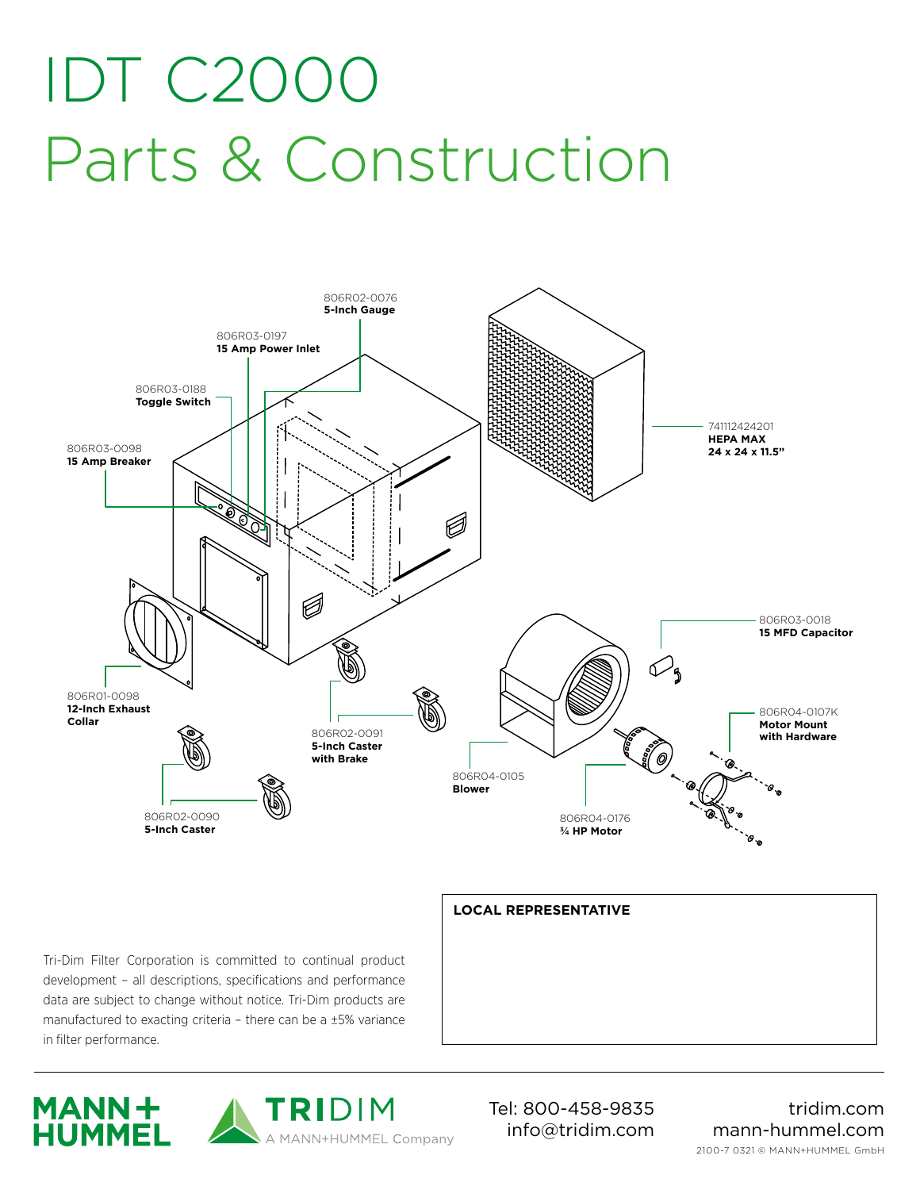# IDT C2000
# Parts & Construction

806R02-0076
**5-Inch Gauge**

806R03-0197
**15 Amp Power Inlet**

806R03-0188
**Toggle Switch**

806R03-0098
**15 Amp Breaker**

741112424201
**HEPA MAX**
**24 x 24 x 11.5"**

806R03-0018
**15 MFD Capacitor**

806R04-0107K
**Motor Mount with Hardware**

806R01-0098
**12-Inch Exhaust Collar**

806R02-0091
**5-Inch Caster with Brake**

806R04-0105
**Blower**

806R02-0090
**5-Inch Caster**

806R04-0176
**¾ HP Motor**

Tri-Dim Filter Corporation is committed to continual product development – all descriptions, specifications and performance data are subject to change without notice. Tri-Dim products are manufactured to exacting criteria – there can be a ±5% variance in filter performance.

**LOCAL REPRESENTATIVE**

MANN+HUMMEL

TRIDIM
A MANN+HUMMEL Company

Tel: 800-458-9835
info@tridim.com

tridim.com
mann-hummel.com

2100-7 0321 © MANN+HUMMEL GmbH